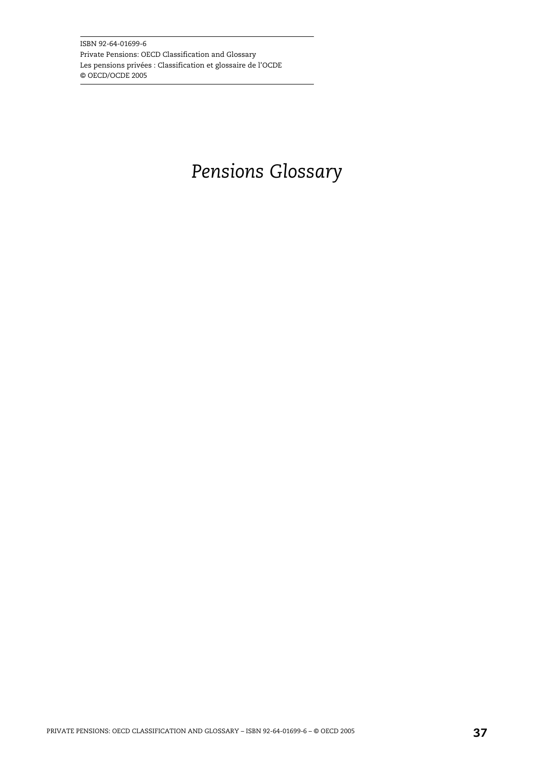ISBN 92-64-01699-6
Private Pensions: OECD Classification and Glossary
Les pensions privées : Classification et glossaire de l'OCDE
© OECD/OCDE 2005

# *Pensions Glossary*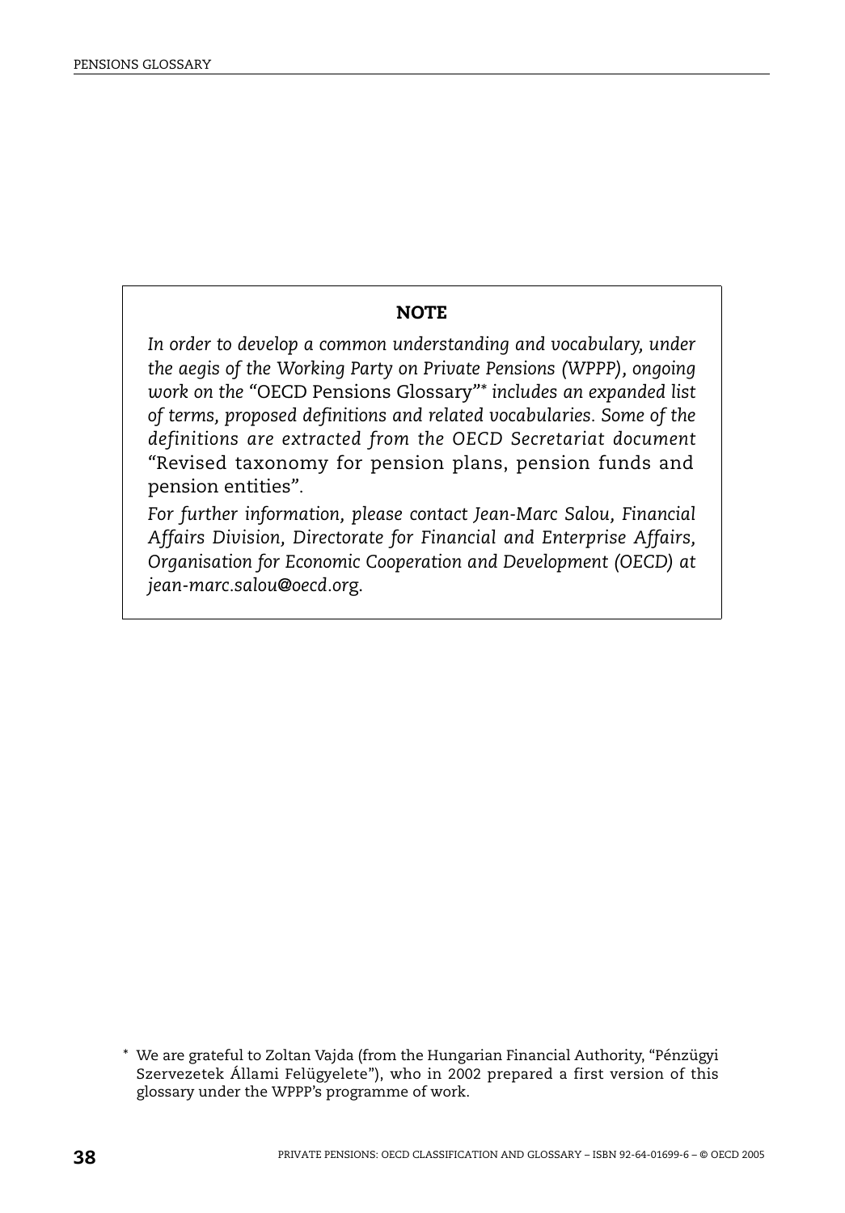## NOTE

*In order to develop a common understanding and vocabulary, under the aegis of the Working Party on Private Pensions (WPPP), ongoing work on the* "OECD Pensions Glossary"[*] *includes an expanded list of terms, proposed definitions and related vocabularies. Some of the definitions are extracted from the OECD Secretariat document* "Revised taxonomy for pension plans, pension funds and pension entities".

*For further information, please contact Jean-Marc Salou, Financial Affairs Division, Directorate for Financial and Enterprise Affairs, Organisation for Economic Cooperation and Development (OECD) at jean-marc.salou@oecd.org.*

[*] We are grateful to Zoltan Vajda (from the Hungarian Financial Authority, "Pénzügyi Szervezetek Állami Felügyelete"), who in 2002 prepared a first version of this glossary under the WPPP's programme of work.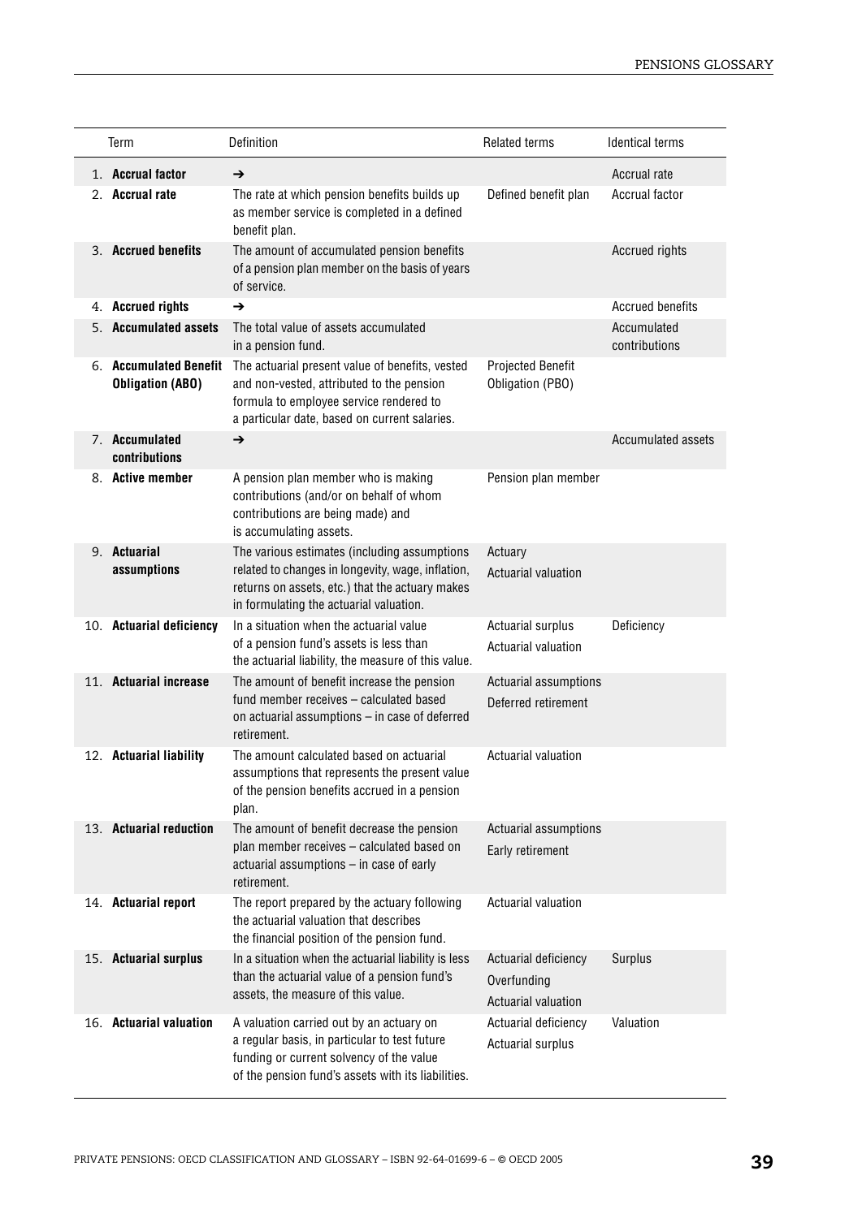| | Term | Definition | Related terms | Identical terms |
|---|---|---|---|---|
| 1. | **Accrual factor** | ➔ | | Accrual rate |
| 2. | **Accrual rate** | The rate at which pension benefits builds up as member service is completed in a defined benefit plan. | Defined benefit plan | Accrual factor |
| 3. | **Accrued benefits** | The amount of accumulated pension benefits of a pension plan member on the basis of years of service. | | Accrued rights |
| 4. | **Accrued rights** | ➔ | | Accrued benefits |
| 5. | **Accumulated assets** | The total value of assets accumulated in a pension fund. | | Accumulated contributions |
| 6. | **Accumulated Benefit Obligation (ABO)** | The actuarial present value of benefits, vested and non-vested, attributed to the pension formula to employee service rendered to a particular date, based on current salaries. | Projected Benefit Obligation (PBO) | |
| 7. | **Accumulated contributions** | ➔ | | Accumulated assets |
| 8. | **Active member** | A pension plan member who is making contributions (and/or on behalf of whom contributions are being made) and is accumulating assets. | Pension plan member | |
| 9. | **Actuarial assumptions** | The various estimates (including assumptions related to changes in longevity, wage, inflation, returns on assets, etc.) that the actuary makes in formulating the actuarial valuation. | Actuary<br>Actuarial valuation | |
| 10. | **Actuarial deficiency** | In a situation when the actuarial value of a pension fund's assets is less than the actuarial liability, the measure of this value. | Actuarial surplus<br>Actuarial valuation | Deficiency |
| 11. | **Actuarial increase** | The amount of benefit increase the pension fund member receives – calculated based on actuarial assumptions – in case of deferred retirement. | Actuarial assumptions<br>Deferred retirement | |
| 12. | **Actuarial liability** | The amount calculated based on actuarial assumptions that represents the present value of the pension benefits accrued in a pension plan. | Actuarial valuation | |
| 13. | **Actuarial reduction** | The amount of benefit decrease the pension plan member receives – calculated based on actuarial assumptions – in case of early retirement. | Actuarial assumptions<br>Early retirement | |
| 14. | **Actuarial report** | The report prepared by the actuary following the actuarial valuation that describes the financial position of the pension fund. | Actuarial valuation | |
| 15. | **Actuarial surplus** | In a situation when the actuarial liability is less than the actuarial value of a pension fund's assets, the measure of this value. | Actuarial deficiency<br>Overfunding<br>Actuarial valuation | Surplus |
| 16. | **Actuarial valuation** | A valuation carried out by an actuary on a regular basis, in particular to test future funding or current solvency of the value of the pension fund's assets with its liabilities. | Actuarial deficiency<br>Actuarial surplus | Valuation |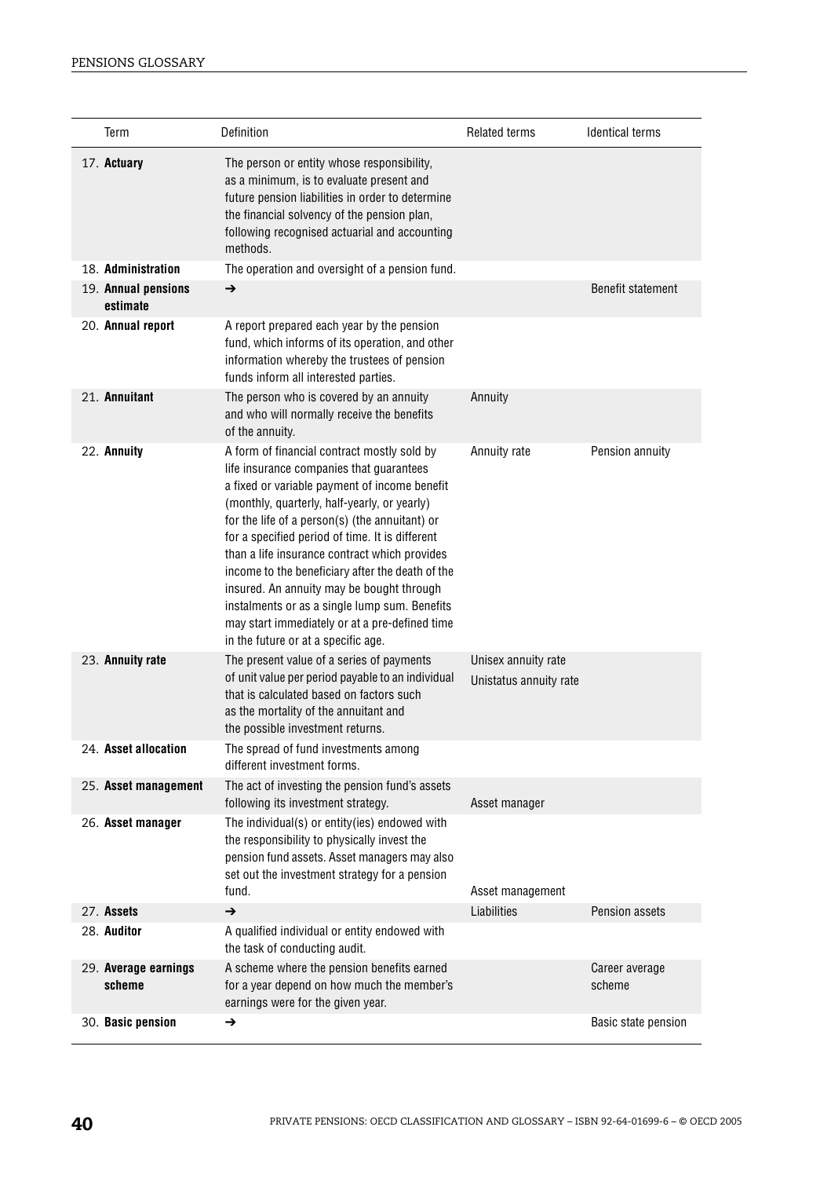| Term | Definition | Related terms | Identical terms |
|---|---|---|---|
| 17. **Actuary** | The person or entity whose responsibility, as a minimum, is to evaluate present and future pension liabilities in order to determine the financial solvency of the pension plan, following recognised actuarial and accounting methods. | | |
| 18. **Administration** | The operation and oversight of a pension fund. | | |
| 19. **Annual pensions estimate** | ➔ | | Benefit statement |
| 20. **Annual report** | A report prepared each year by the pension fund, which informs of its operation, and other information whereby the trustees of pension funds inform all interested parties. | | |
| 21. **Annuitant** | The person who is covered by an annuity and who will normally receive the benefits of the annuity. | Annuity | |
| 22. **Annuity** | A form of financial contract mostly sold by life insurance companies that guarantees a fixed or variable payment of income benefit (monthly, quarterly, half-yearly, or yearly) for the life of a person(s) (the annuitant) or for a specified period of time. It is different than a life insurance contract which provides income to the beneficiary after the death of the insured. An annuity may be bought through instalments or as a single lump sum. Benefits may start immediately or at a pre-defined time in the future or at a specific age. | Annuity rate | Pension annuity |
| 23. **Annuity rate** | The present value of a series of payments of unit value per period payable to an individual that is calculated based on factors such as the mortality of the annuitant and the possible investment returns. | Unisex annuity rate<br>Unistatus annuity rate | |
| 24. **Asset allocation** | The spread of fund investments among different investment forms. | | |
| 25. **Asset management** | The act of investing the pension fund's assets following its investment strategy. | Asset manager | |
| 26. **Asset manager** | The individual(s) or entity(ies) endowed with the responsibility to physically invest the pension fund assets. Asset managers may also set out the investment strategy for a pension fund. | Asset management | |
| 27. **Assets** | ➔ | Liabilities | Pension assets |
| 28. **Auditor** | A qualified individual or entity endowed with the task of conducting audit. | | |
| 29. **Average earnings scheme** | A scheme where the pension benefits earned for a year depend on how much the member's earnings were for the given year. | | Career average scheme |
| 30. **Basic pension** | ➔ | | Basic state pension |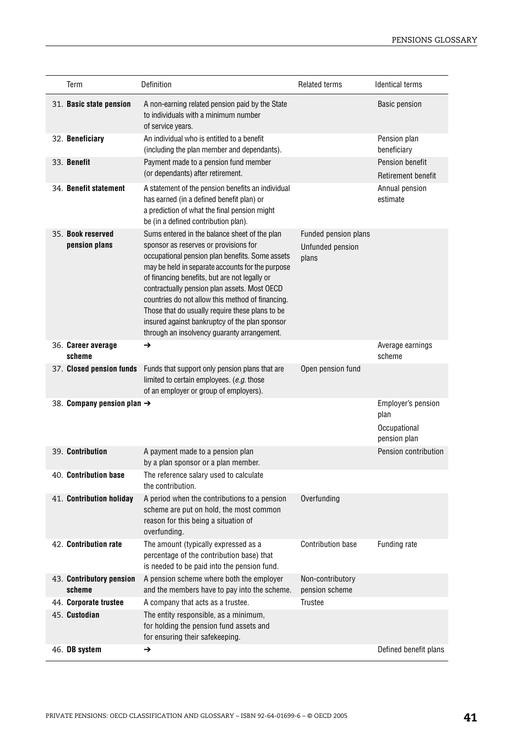| Term | Definition | Related terms | Identical terms |
|---|---|---|---|
| 31. **Basic state pension** | A non-earning related pension paid by the State to individuals with a minimum number of service years. | | Basic pension |
| 32. **Beneficiary** | An individual who is entitled to a benefit (including the plan member and dependants). | | Pension plan beneficiary |
| 33. **Benefit** | Payment made to a pension fund member (or dependants) after retirement. | | Pension benefit<br>Retirement benefit |
| 34. **Benefit statement** | A statement of the pension benefits an individual has earned (in a defined benefit plan) or a prediction of what the final pension might be (in a defined contribution plan). | | Annual pension estimate |
| 35. **Book reserved pension plans** | Sums entered in the balance sheet of the plan sponsor as reserves or provisions for occupational pension plan benefits. Some assets may be held in separate accounts for the purpose of financing benefits, but are not legally or contractually pension plan assets. Most OECD countries do not allow this method of financing. Those that do usually require these plans to be insured against bankruptcy of the plan sponsor through an insolvency guaranty arrangement. | Funded pension plans<br>Unfunded pension plans | |
| 36. **Career average scheme** | → | | Average earnings scheme |
| 37. **Closed pension funds** | Funds that support only pension plans that are limited to certain employees. (*e.g.* those of an employer or group of employers). | Open pension fund | |
| 38. **Company pension plan** | → | | Employer's pension plan<br>Occupational pension plan |
| 39. **Contribution** | A payment made to a pension plan by a plan sponsor or a plan member. | | Pension contribution |
| 40. **Contribution base** | The reference salary used to calculate the contribution. | | |
| 41. **Contribution holiday** | A period when the contributions to a pension scheme are put on hold, the most common reason for this being a situation of overfunding. | Overfunding | |
| 42. **Contribution rate** | The amount (typically expressed as a percentage of the contribution base) that is needed to be paid into the pension fund. | Contribution base | Funding rate |
| 43. **Contributory pension scheme** | A pension scheme where both the employer and the members have to pay into the scheme. | Non-contributory pension scheme | |
| 44. **Corporate trustee** | A company that acts as a trustee. | Trustee | |
| 45. **Custodian** | The entity responsible, as a minimum, for holding the pension fund assets and for ensuring their safekeeping. | | |
| 46. **DB system** | → | | Defined benefit plans |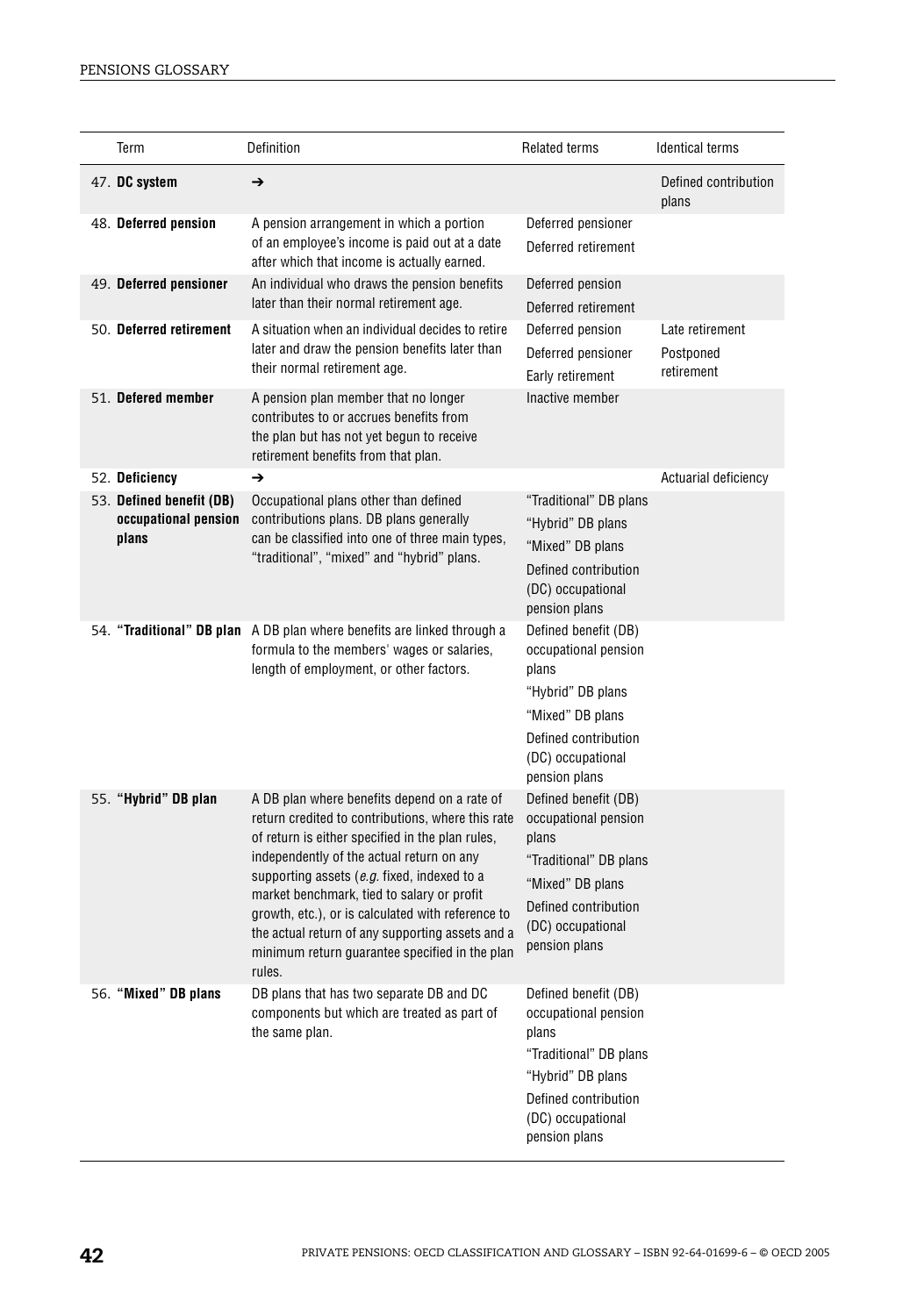| Term | Definition | Related terms | Identical terms |
|---|---|---|---|
| 47. **DC system** | ➔ | | Defined contribution plans |
| 48. **Deferred pension** | A pension arrangement in which a portion of an employee's income is paid out at a date after which that income is actually earned. | Deferred pensioner<br>Deferred retirement | |
| 49. **Deferred pensioner** | An individual who draws the pension benefits later than their normal retirement age. | Deferred pension<br>Deferred retirement | |
| 50. **Deferred retirement** | A situation when an individual decides to retire later and draw the pension benefits later than their normal retirement age. | Deferred pension<br>Deferred pensioner<br>Early retirement | Late retirement<br>Postponed retirement |
| 51. **Defered member** | A pension plan member that no longer contributes to or accrues benefits from the plan but has not yet begun to receive retirement benefits from that plan. | Inactive member | |
| 52. **Deficiency** | ➔ | | Actuarial deficiency |
| 53. **Defined benefit (DB) occupational pension plans** | Occupational plans other than defined contributions plans. DB plans generally can be classified into one of three main types, "traditional", "mixed" and "hybrid" plans. | "Traditional" DB plans<br>"Hybrid" DB plans<br>"Mixed" DB plans<br>Defined contribution (DC) occupational pension plans | |
| 54. **"Traditional" DB plan** | A DB plan where benefits are linked through a formula to the members' wages or salaries, length of employment, or other factors. | Defined benefit (DB) occupational pension plans<br>"Hybrid" DB plans<br>"Mixed" DB plans<br>Defined contribution (DC) occupational pension plans | |
| 55. **"Hybrid" DB plan** | A DB plan where benefits depend on a rate of return credited to contributions, where this rate of return is either specified in the plan rules, independently of the actual return on any supporting assets (*e.g.* fixed, indexed to a market benchmark, tied to salary or profit growth, etc.), or is calculated with reference to the actual return of any supporting assets and a minimum return guarantee specified in the plan rules. | Defined benefit (DB) occupational pension plans<br>"Traditional" DB plans<br>"Mixed" DB plans<br>Defined contribution (DC) occupational pension plans | |
| 56. **"Mixed" DB plans** | DB plans that has two separate DB and DC components but which are treated as part of the same plan. | Defined benefit (DB) occupational pension plans<br>"Traditional" DB plans<br>"Hybrid" DB plans<br>Defined contribution (DC) occupational pension plans | |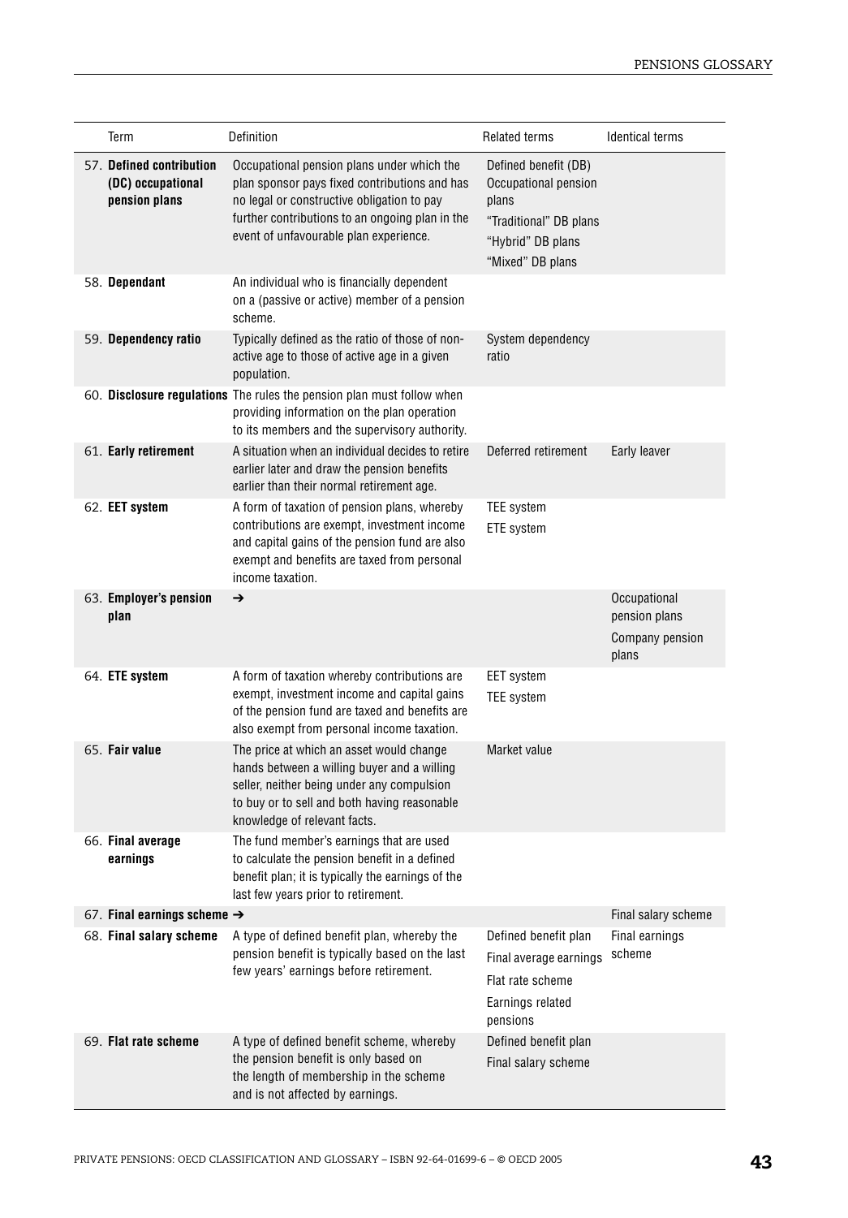| Term | Definition | Related terms | Identical terms |
|---|---|---|---|
| 57. **Defined contribution (DC) occupational pension plans** | Occupational pension plans under which the plan sponsor pays fixed contributions and has no legal or constructive obligation to pay further contributions to an ongoing plan in the event of unfavourable plan experience. | Defined benefit (DB) Occupational pension plans<br>"Traditional" DB plans<br>"Hybrid" DB plans<br>"Mixed" DB plans | |
| 58. **Dependant** | An individual who is financially dependent on a (passive or active) member of a pension scheme. | | |
| 59. **Dependency ratio** | Typically defined as the ratio of those of non-active age to those of active age in a given population. | System dependency ratio | |
| 60. **Disclosure regulations** | The rules the pension plan must follow when providing information on the plan operation to its members and the supervisory authority. | | |
| 61. **Early retirement** | A situation when an individual decides to retire earlier later and draw the pension benefits earlier than their normal retirement age. | Deferred retirement | Early leaver |
| 62. **EET system** | A form of taxation of pension plans, whereby contributions are exempt, investment income and capital gains of the pension fund are also exempt and benefits are taxed from personal income taxation. | TEE system<br>ETE system | |
| 63. **Employer's pension plan** | → | | Occupational pension plans<br>Company pension plans |
| 64. **ETE system** | A form of taxation whereby contributions are exempt, investment income and capital gains of the pension fund are taxed and benefits are also exempt from personal income taxation. | EET system<br>TEE system | |
| 65. **Fair value** | The price at which an asset would change hands between a willing buyer and a willing seller, neither being under any compulsion to buy or to sell and both having reasonable knowledge of relevant facts. | Market value | |
| 66. **Final average earnings** | The fund member's earnings that are used to calculate the pension benefit in a defined benefit plan; it is typically the earnings of the last few years prior to retirement. | | |
| 67. **Final earnings scheme** → | | | Final salary scheme |
| 68. **Final salary scheme** | A type of defined benefit plan, whereby the pension benefit is typically based on the last few years' earnings before retirement. | Defined benefit plan<br>Final average earnings<br>Flat rate scheme<br>Earnings related pensions | Final earnings scheme |
| 69. **Flat rate scheme** | A type of defined benefit scheme, whereby the pension benefit is only based on the length of membership in the scheme and is not affected by earnings. | Defined benefit plan<br>Final salary scheme | |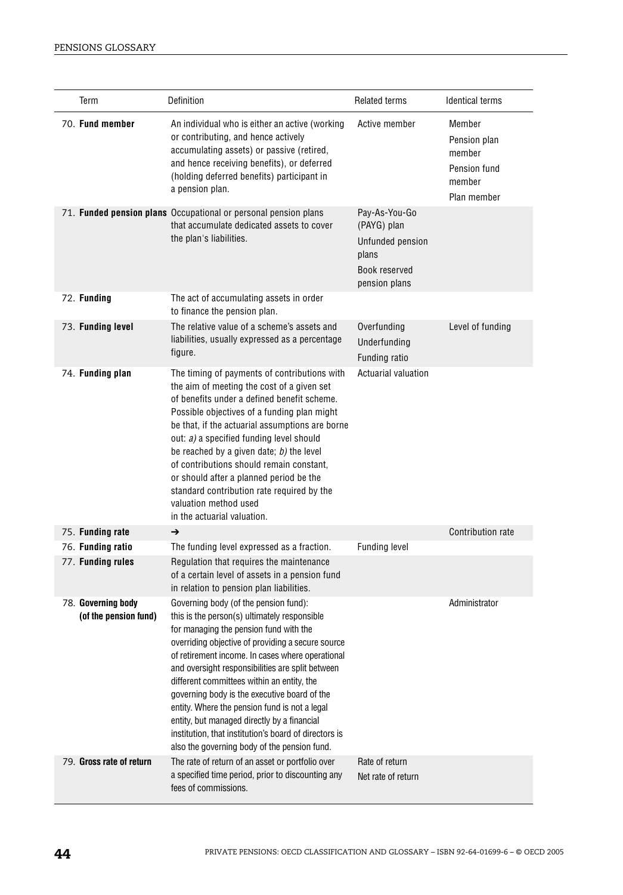| Term | Definition | Related terms | Identical terms |
|---|---|---|---|
| 70. **Fund member** | An individual who is either an active (working or contributing, and hence actively accumulating assets) or passive (retired, and hence receiving benefits), or deferred (holding deferred benefits) participant in a pension plan. | Active member | Member<br>Pension plan member<br>Pension fund member<br>Plan member |
| 71. **Funded pension plans** | Occupational or personal pension plans that accumulate dedicated assets to cover the plan's liabilities. | Pay-As-You-Go (PAYG) plan<br>Unfunded pension plans<br>Book reserved pension plans | |
| 72. **Funding** | The act of accumulating assets in order to finance the pension plan. | | |
| 73. **Funding level** | The relative value of a scheme's assets and liabilities, usually expressed as a percentage figure. | Overfunding<br>Underfunding<br>Funding ratio | Level of funding |
| 74. **Funding plan** | The timing of payments of contributions with the aim of meeting the cost of a given set of benefits under a defined benefit scheme. Possible objectives of a funding plan might be that, if the actuarial assumptions are borne out: *a)* a specified funding level should be reached by a given date; *b)* the level of contributions should remain constant, or should after a planned period be the standard contribution rate required by the valuation method used in the actuarial valuation. | Actuarial valuation | |
| 75. **Funding rate** | ➔ | | Contribution rate |
| 76. **Funding ratio** | The funding level expressed as a fraction. | Funding level | |
| 77. **Funding rules** | Regulation that requires the maintenance of a certain level of assets in a pension fund in relation to pension plan liabilities. | | |
| 78. **Governing body (of the pension fund)** | Governing body (of the pension fund): this is the person(s) ultimately responsible for managing the pension fund with the overriding objective of providing a secure source of retirement income. In cases where operational and oversight responsibilities are split between different committees within an entity, the governing body is the executive board of the entity. Where the pension fund is not a legal entity, but managed directly by a financial institution, that institution's board of directors is also the governing body of the pension fund. | | Administrator |
| 79. **Gross rate of return** | The rate of return of an asset or portfolio over a specified time period, prior to discounting any fees of commissions. | Rate of return<br>Net rate of return | |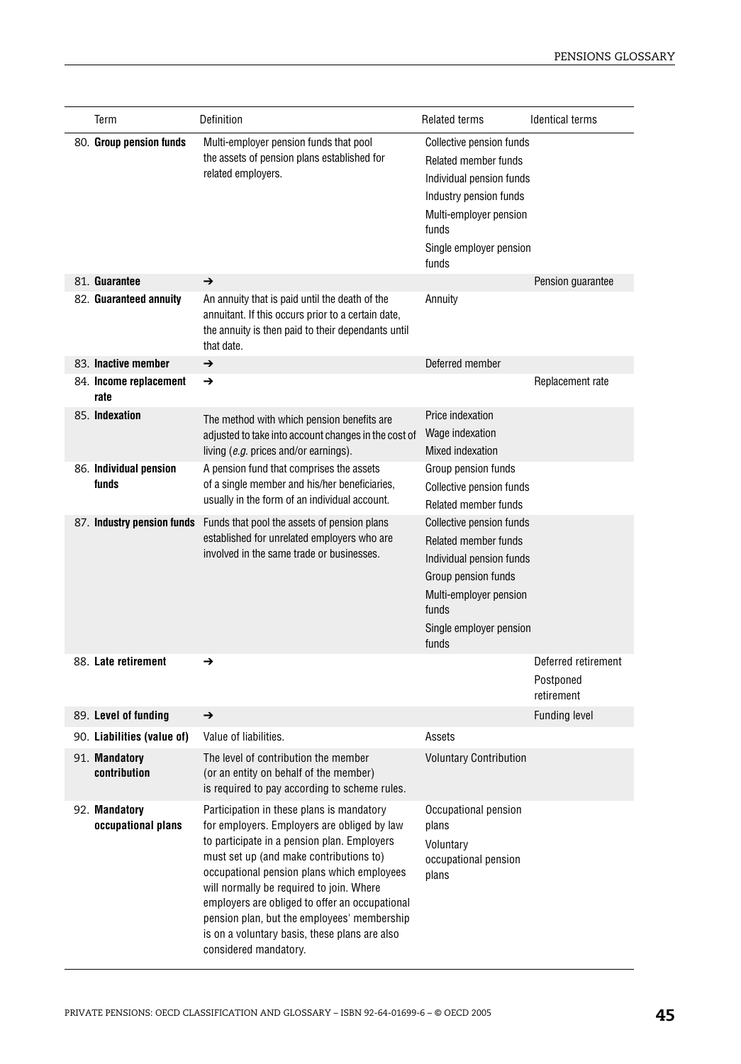| Term | Definition | Related terms | Identical terms |
|---|---|---|---|
| 80. **Group pension funds** | Multi-employer pension funds that pool the assets of pension plans established for related employers. | Collective pension funds<br>Related member funds<br>Individual pension funds<br>Industry pension funds<br>Multi-employer pension funds<br>Single employer pension funds | |
| 81. **Guarantee** | ➔ | | Pension guarantee |
| 82. **Guaranteed annuity** | An annuity that is paid until the death of the annuitant. If this occurs prior to a certain date, the annuity is then paid to their dependants until that date. | Annuity | |
| 83. **Inactive member** | ➔ | Deferred member | |
| 84. **Income replacement rate** | ➔ | | Replacement rate |
| 85. **Indexation** | The method with which pension benefits are adjusted to take into account changes in the cost of living (*e.g.* prices and/or earnings). | Price indexation<br>Wage indexation<br>Mixed indexation | |
| 86. **Individual pension funds** | A pension fund that comprises the assets of a single member and his/her beneficiaries, usually in the form of an individual account. | Group pension funds<br>Collective pension funds<br>Related member funds | |
| 87. **Industry pension funds** | Funds that pool the assets of pension plans established for unrelated employers who are involved in the same trade or businesses. | Collective pension funds<br>Related member funds<br>Individual pension funds<br>Group pension funds<br>Multi-employer pension funds<br>Single employer pension funds | |
| 88. **Late retirement** | ➔ | | Deferred retirement<br>Postponed retirement |
| 89. **Level of funding** | ➔ | | Funding level |
| 90. **Liabilities (value of)** | Value of liabilities. | Assets | |
| 91. **Mandatory contribution** | The level of contribution the member (or an entity on behalf of the member) is required to pay according to scheme rules. | Voluntary Contribution | |
| 92. **Mandatory occupational plans** | Participation in these plans is mandatory for employers. Employers are obliged by law to participate in a pension plan. Employers must set up (and make contributions to) occupational pension plans which employees will normally be required to join. Where employers are obliged to offer an occupational pension plan, but the employees' membership is on a voluntary basis, these plans are also considered mandatory. | Occupational pension plans<br>Voluntary occupational pension plans | |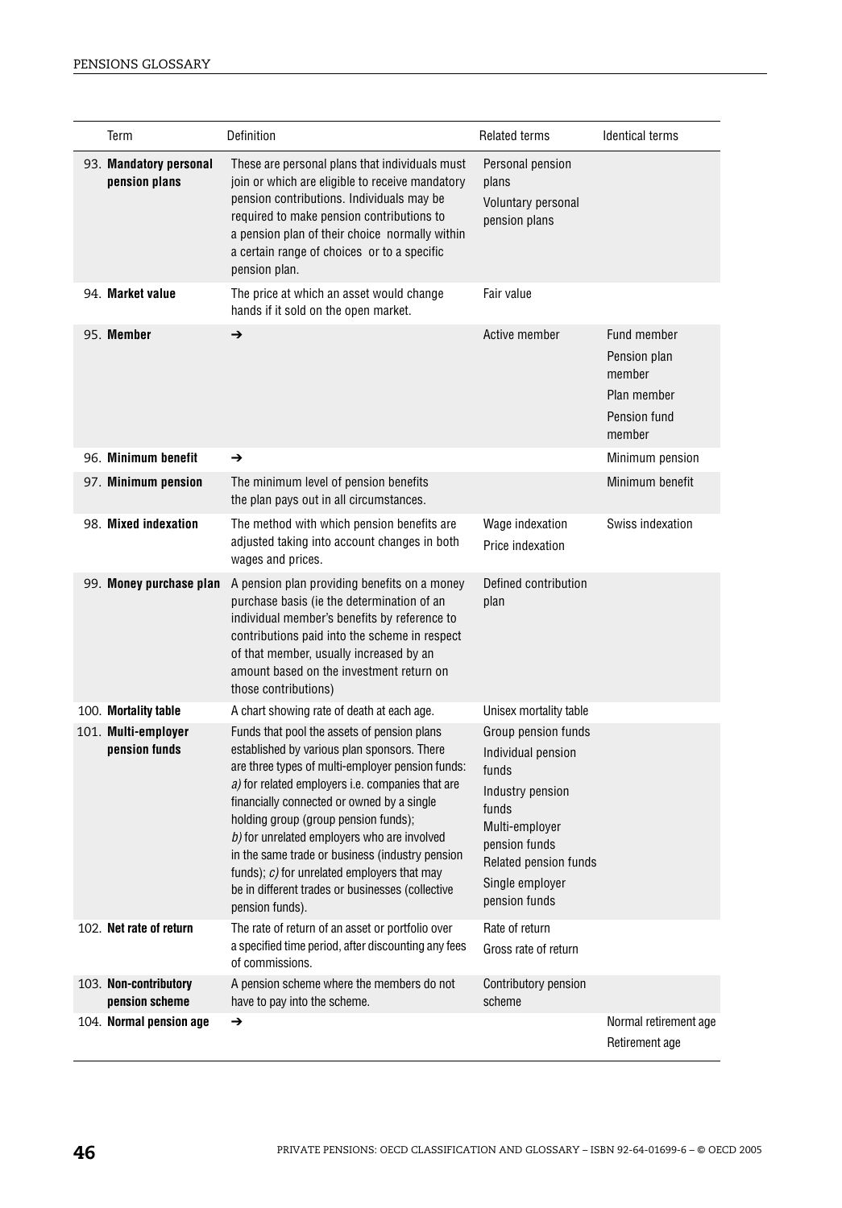| Term | Definition | Related terms | Identical terms |
|---|---|---|---|
| 93. **Mandatory personal pension plans** | These are personal plans that individuals must join or which are eligible to receive mandatory pension contributions. Individuals may be required to make pension contributions to a pension plan of their choice normally within a certain range of choices or to a specific pension plan. | Personal pension plans<br>Voluntary personal pension plans | |
| 94. **Market value** | The price at which an asset would change hands if it sold on the open market. | Fair value | |
| 95. **Member** | ➔ | Active member | Fund member<br>Pension plan member<br>Plan member<br>Pension fund member |
| 96. **Minimum benefit** | ➔ | | Minimum pension |
| 97. **Minimum pension** | The minimum level of pension benefits the plan pays out in all circumstances. | | Minimum benefit |
| 98. **Mixed indexation** | The method with which pension benefits are adjusted taking into account changes in both wages and prices. | Wage indexation<br>Price indexation | Swiss indexation |
| 99. **Money purchase plan** | A pension plan providing benefits on a money purchase basis (ie the determination of an individual member's benefits by reference to contributions paid into the scheme in respect of that member, usually increased by an amount based on the investment return on those contributions) | Defined contribution plan | |
| 100. **Mortality table** | A chart showing rate of death at each age. | Unisex mortality table | |
| 101. **Multi-employer pension funds** | Funds that pool the assets of pension plans established by various plan sponsors. There are three types of multi-employer pension funds: *a)* for related employers i.e. companies that are financially connected or owned by a single holding group (group pension funds); *b)* for unrelated employers who are involved in the same trade or business (industry pension funds); *c)* for unrelated employers that may be in different trades or businesses (collective pension funds). | Group pension funds<br>Individual pension funds<br>Industry pension funds<br>Multi-employer pension funds<br>Related pension funds<br>Single employer pension funds | |
| 102. **Net rate of return** | The rate of return of an asset or portfolio over a specified time period, after discounting any fees of commissions. | Rate of return<br>Gross rate of return | |
| 103. **Non-contributory pension scheme** | A pension scheme where the members do not have to pay into the scheme. | Contributory pension scheme | |
| 104. **Normal pension age** | ➔ | | Normal retirement age<br>Retirement age |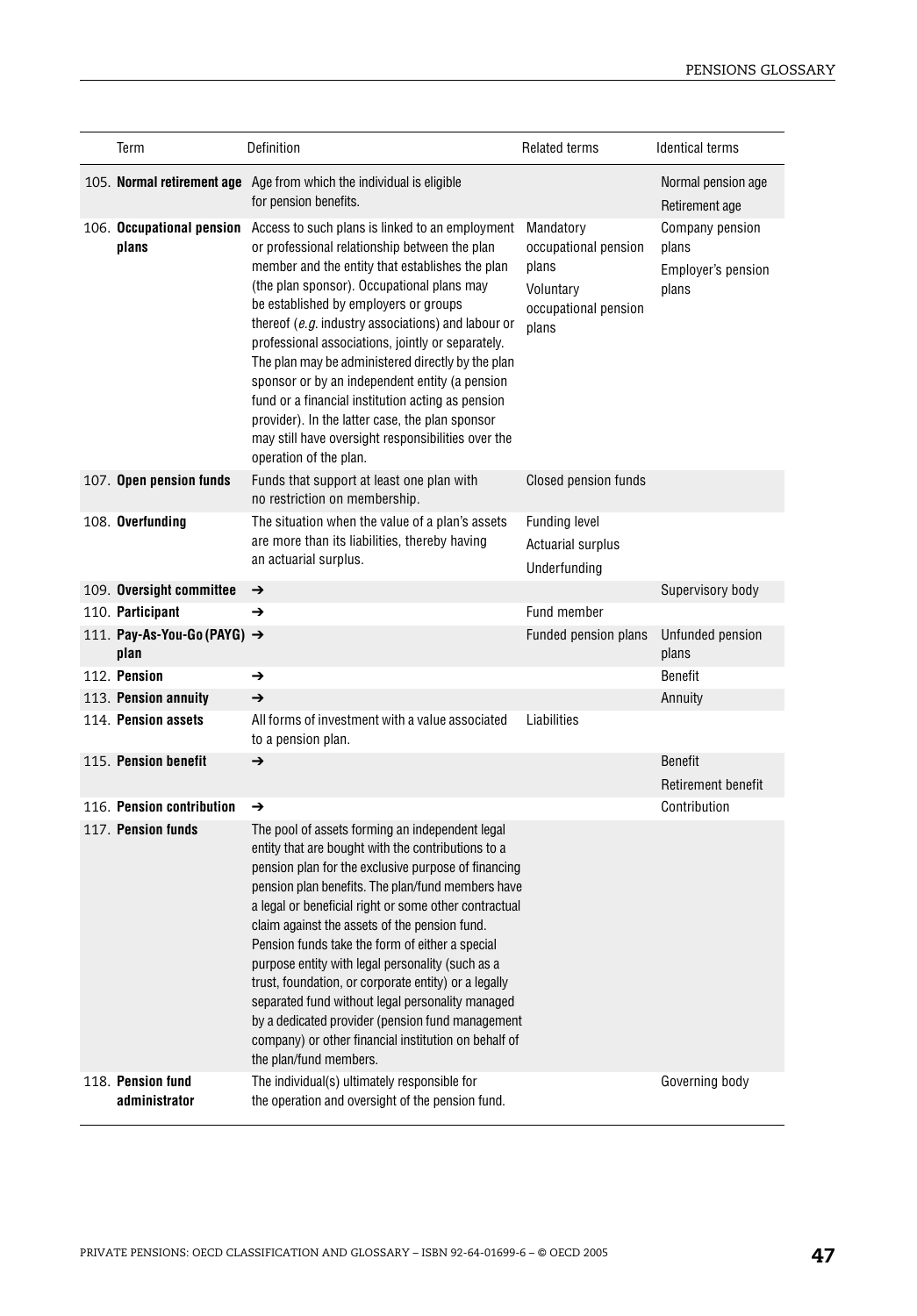| Term | Definition | Related terms | Identical terms |
|---|---|---|---|
| 105. **Normal retirement age** | Age from which the individual is eligible for pension benefits. | | Normal pension age<br>Retirement age |
| 106. **Occupational pension plans** | Access to such plans is linked to an employment or professional relationship between the plan member and the entity that establishes the plan (the plan sponsor). Occupational plans may be established by employers or groups thereof (*e.g.* industry associations) and labour or professional associations, jointly or separately. The plan may be administered directly by the plan sponsor or by an independent entity (a pension fund or a financial institution acting as pension provider). In the latter case, the plan sponsor may still have oversight responsibilities over the operation of the plan. | Mandatory occupational pension plans<br>Voluntary occupational pension plans | Company pension plans<br>Employer's pension plans |
| 107. **Open pension funds** | Funds that support at least one plan with no restriction on membership. | Closed pension funds | |
| 108. **Overfunding** | The situation when the value of a plan's assets are more than its liabilities, thereby having an actuarial surplus. | Funding level<br>Actuarial surplus<br>Underfunding | |
| 109. **Oversight committee** | → | | Supervisory body |
| 110. **Participant** | → | Fund member | |
| 111. **Pay-As-You-Go (PAYG) plan** | → | Funded pension plans | Unfunded pension plans |
| 112. **Pension** | → | | Benefit |
| 113. **Pension annuity** | → | | Annuity |
| 114. **Pension assets** | All forms of investment with a value associated to a pension plan. | Liabilities | |
| 115. **Pension benefit** | → | | Benefit<br>Retirement benefit |
| 116. **Pension contribution** | → | | Contribution |
| 117. **Pension funds** | The pool of assets forming an independent legal entity that are bought with the contributions to a pension plan for the exclusive purpose of financing pension plan benefits. The plan/fund members have a legal or beneficial right or some other contractual claim against the assets of the pension fund. Pension funds take the form of either a special purpose entity with legal personality (such as a trust, foundation, or corporate entity) or a legally separated fund without legal personality managed by a dedicated provider (pension fund management company) or other financial institution on behalf of the plan/fund members. | | |
| 118. **Pension fund administrator** | The individual(s) ultimately responsible for the operation and oversight of the pension fund. | | Governing body |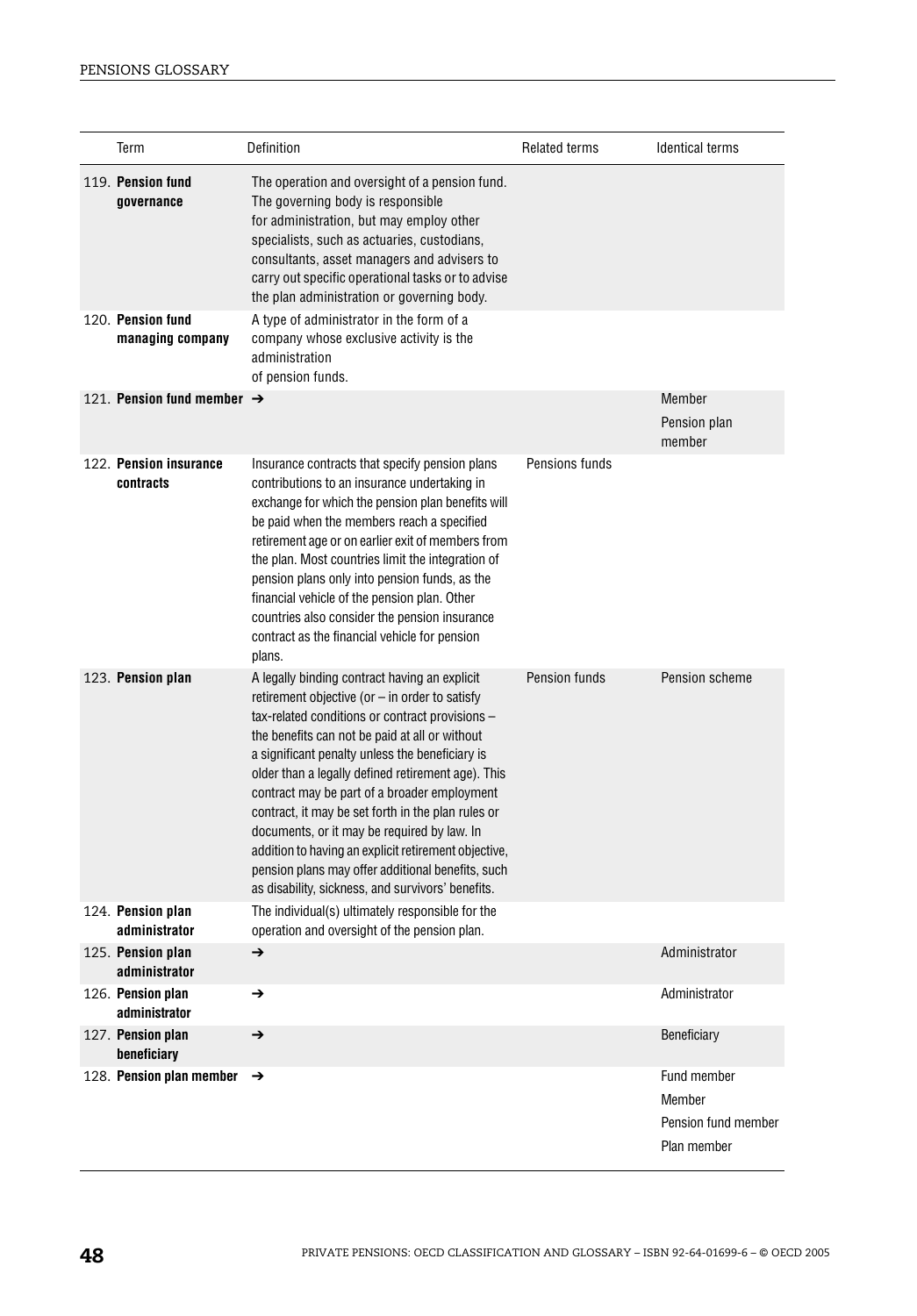| Term | Definition | Related terms | Identical terms |
|---|---|---|---|
| 119. **Pension fund governance** | The operation and oversight of a pension fund. The governing body is responsible for administration, but may employ other specialists, such as actuaries, custodians, consultants, asset managers and advisers to carry out specific operational tasks or to advise the plan administration or governing body. | | |
| 120. **Pension fund managing company** | A type of administrator in the form of a company whose exclusive activity is the administration of pension funds. | | |
| 121. **Pension fund member** | ➔ | | Member<br>Pension plan member |
| 122. **Pension insurance contracts** | Insurance contracts that specify pension plans contributions to an insurance undertaking in exchange for which the pension plan benefits will be paid when the members reach a specified retirement age or on earlier exit of members from the plan. Most countries limit the integration of pension plans only into pension funds, as the financial vehicle of the pension plan. Other countries also consider the pension insurance contract as the financial vehicle for pension plans. | Pensions funds | |
| 123. **Pension plan** | A legally binding contract having an explicit retirement objective (or – in order to satisfy tax-related conditions or contract provisions – the benefits can not be paid at all or without a significant penalty unless the beneficiary is older than a legally defined retirement age). This contract may be part of a broader employment contract, it may be set forth in the plan rules or documents, or it may be required by law. In addition to having an explicit retirement objective, pension plans may offer additional benefits, such as disability, sickness, and survivors' benefits. | Pension funds | Pension scheme |
| 124. **Pension plan administrator** | The individual(s) ultimately responsible for the operation and oversight of the pension plan. | | |
| 125. **Pension plan administrator** | ➔ | | Administrator |
| 126. **Pension plan administrator** | ➔ | | Administrator |
| 127. **Pension plan beneficiary** | ➔ | | Beneficiary |
| 128. **Pension plan member** | ➔ | | Fund member<br>Member<br>Pension fund member<br>Plan member |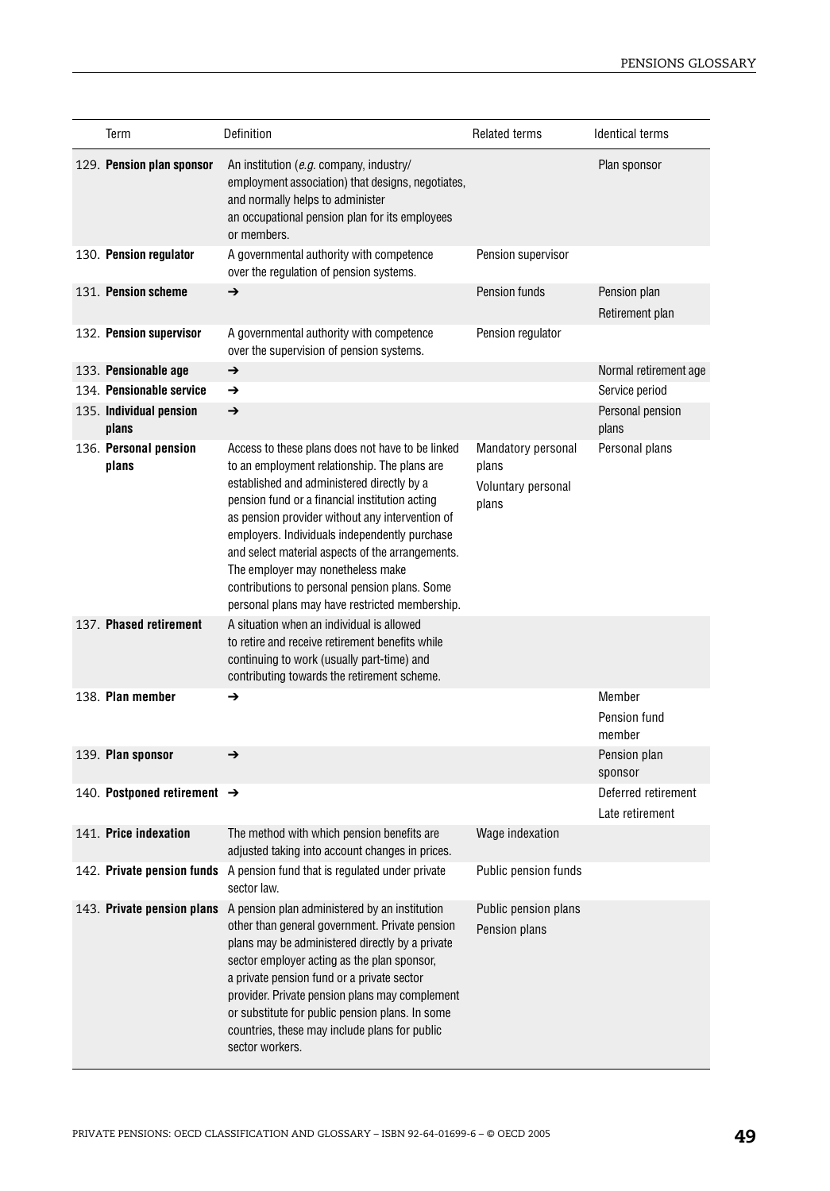| Term | Definition | Related terms | Identical terms |
|---|---|---|---|
| 129. **Pension plan sponsor** | An institution (*e.g.* company, industry/ employment association) that designs, negotiates, and normally helps to administer an occupational pension plan for its employees or members. | | Plan sponsor |
| 130. **Pension regulator** | A governmental authority with competence over the regulation of pension systems. | Pension supervisor | |
| 131. **Pension scheme** | ➔ | Pension funds | Pension plan<br>Retirement plan |
| 132. **Pension supervisor** | A governmental authority with competence over the supervision of pension systems. | Pension regulator | |
| 133. **Pensionable age** | ➔ | | Normal retirement age |
| 134. **Pensionable service** | ➔ | | Service period |
| 135. **Individual pension plans** | ➔ | | Personal pension plans |
| 136. **Personal pension plans** | Access to these plans does not have to be linked to an employment relationship. The plans are established and administered directly by a pension fund or a financial institution acting as pension provider without any intervention of employers. Individuals independently purchase and select material aspects of the arrangements. The employer may nonetheless make contributions to personal pension plans. Some personal plans may have restricted membership. | Mandatory personal plans<br>Voluntary personal plans | Personal plans |
| 137. **Phased retirement** | A situation when an individual is allowed to retire and receive retirement benefits while continuing to work (usually part-time) and contributing towards the retirement scheme. | | |
| 138. **Plan member** | ➔ | | Member<br>Pension fund member |
| 139. **Plan sponsor** | ➔ | | Pension plan sponsor |
| 140. **Postponed retirement** | ➔ | | Deferred retirement<br>Late retirement |
| 141. **Price indexation** | The method with which pension benefits are adjusted taking into account changes in prices. | Wage indexation | |
| 142. **Private pension funds** | A pension fund that is regulated under private sector law. | Public pension funds | |
| 143. **Private pension plans** | A pension plan administered by an institution other than general government. Private pension plans may be administered directly by a private sector employer acting as the plan sponsor, a private pension fund or a private sector provider. Private pension plans may complement or substitute for public pension plans. In some countries, these may include plans for public sector workers. | Public pension plans<br>Pension plans | |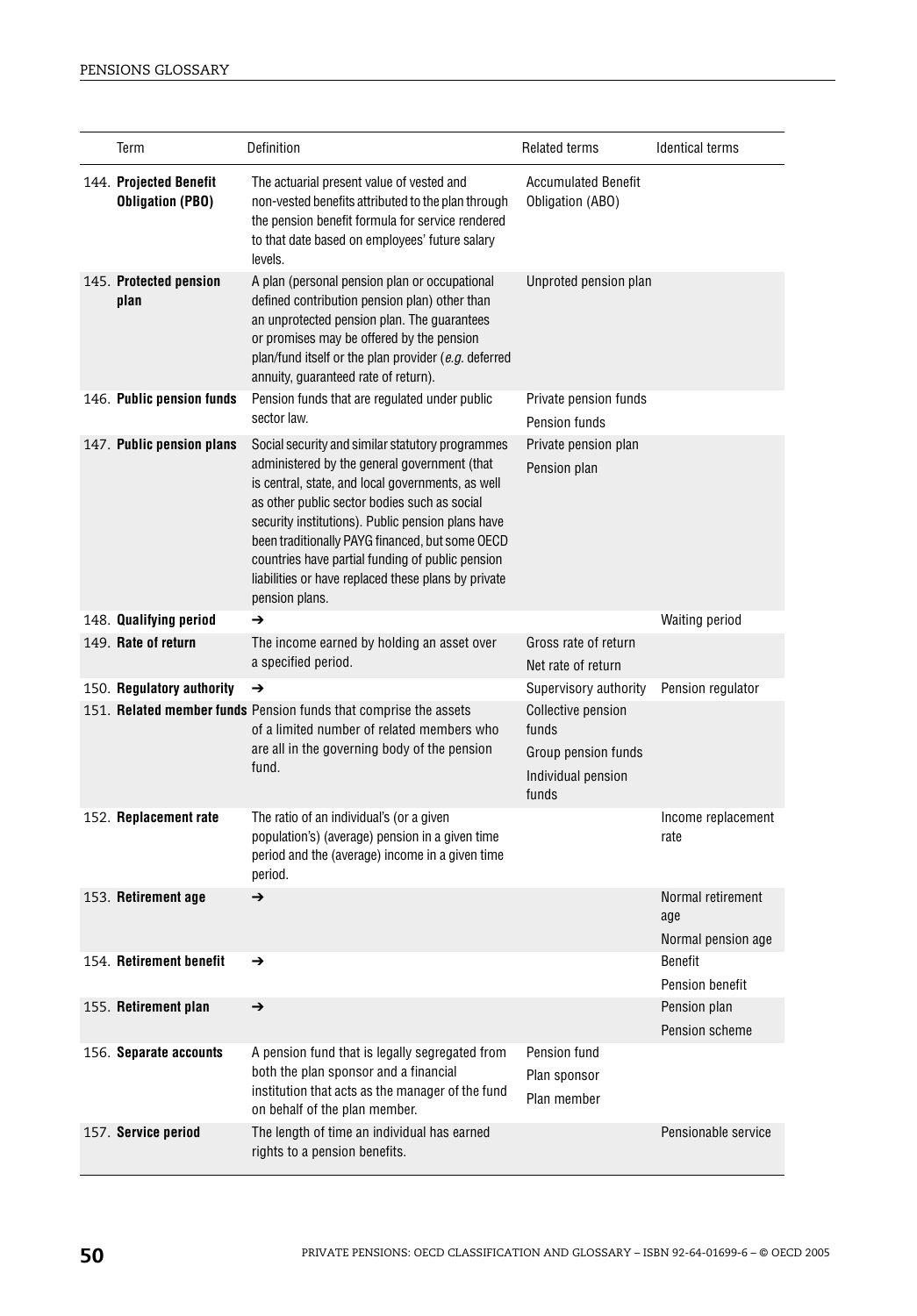| Term | Definition | Related terms | Identical terms |
|---|---|---|---|
| 144. **Projected Benefit Obligation (PBO)** | The actuarial present value of vested and non-vested benefits attributed to the plan through the pension benefit formula for service rendered to that date based on employees' future salary levels. | Accumulated Benefit Obligation (ABO) | |
| 145. **Protected pension plan** | A plan (personal pension plan or occupational defined contribution pension plan) other than an unprotected pension plan. The guarantees or promises may be offered by the pension plan/fund itself or the plan provider (*e.g.* deferred annuity, guaranteed rate of return). | Unproted pension plan | |
| 146. **Public pension funds** | Pension funds that are regulated under public sector law. | Private pension funds<br>Pension funds | |
| 147. **Public pension plans** | Social security and similar statutory programmes administered by the general government (that is central, state, and local governments, as well as other public sector bodies such as social security institutions). Public pension plans have been traditionally PAYG financed, but some OECD countries have partial funding of public pension liabilities or have replaced these plans by private pension plans. | Private pension plan<br>Pension plan | |
| 148. **Qualifying period** | ➔ | | Waiting period |
| 149. **Rate of return** | The income earned by holding an asset over a specified period. | Gross rate of return<br>Net rate of return | |
| 150. **Regulatory authority** | ➔ | Supervisory authority | Pension regulator |
| 151. **Related member funds** | Pension funds that comprise the assets of a limited number of related members who are all in the governing body of the pension fund. | Collective pension funds<br>Group pension funds<br>Individual pension funds | |
| 152. **Replacement rate** | The ratio of an individual's (or a given population's) (average) pension in a given time period and the (average) income in a given time period. | | Income replacement rate |
| 153. **Retirement age** | ➔ | | Normal retirement age<br>Normal pension age |
| 154. **Retirement benefit** | ➔ | | Benefit<br>Pension benefit |
| 155. **Retirement plan** | ➔ | | Pension plan<br>Pension scheme |
| 156. **Separate accounts** | A pension fund that is legally segregated from both the plan sponsor and a financial institution that acts as the manager of the fund on behalf of the plan member. | Pension fund<br>Plan sponsor<br>Plan member | |
| 157. **Service period** | The length of time an individual has earned rights to a pension benefits. | | Pensionable service |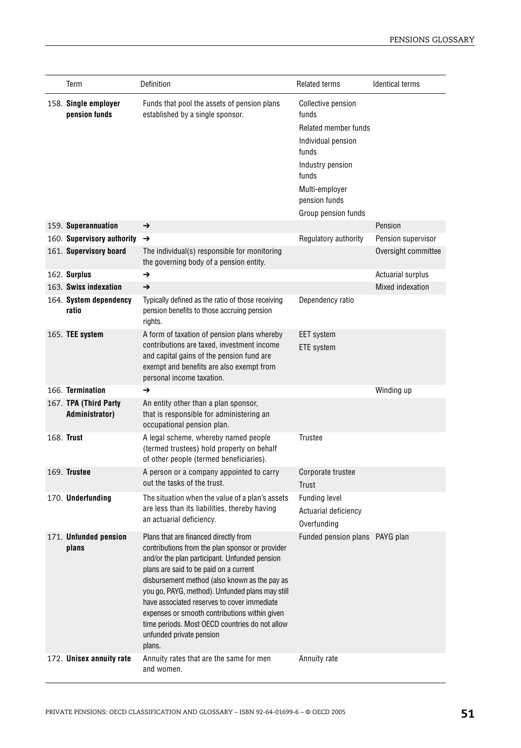| Term | Definition | Related terms | Identical terms |
|---|---|---|---|
| 158. **Single employer pension funds** | Funds that pool the assets of pension plans established by a single sponsor. | Collective pension funds<br>Related member funds<br>Individual pension funds<br>Industry pension funds<br>Multi-employer pension funds<br>Group pension funds | |
| 159. **Superannuation** | → | | Pension |
| 160. **Supervisory authority** | → | Regulatory authority | Pension supervisor |
| 161. **Supervisory board** | The individual(s) responsible for monitoring the governing body of a pension entity. | | Oversight committee |
| 162. **Surplus** | → | | Actuarial surplus |
| 163. **Swiss indexation** | → | | Mixed indexation |
| 164. **System dependency ratio** | Typically defined as the ratio of those receiving pension benefits to those accruing pension rights. | Dependency ratio | |
| 165. **TEE system** | A form of taxation of pension plans whereby contributions are taxed, investment income and capital gains of the pension fund are exempt and benefits are also exempt from personal income taxation. | EET system<br>ETE system | |
| 166. **Termination** | → | | Winding up |
| 167. **TPA (Third Party Administrator)** | An entity other than a plan sponsor, that is responsible for administering an occupational pension plan. | | |
| 168. **Trust** | A legal scheme, whereby named people (termed trustees) hold property on behalf of other people (termed beneficiaries). | Trustee | |
| 169. **Trustee** | A person or a company appointed to carry out the tasks of the trust. | Corporate trustee<br>Trust | |
| 170. **Underfunding** | The situation when the value of a plan's assets are less than its liabilities, thereby having an actuarial deficiency. | Funding level<br>Actuarial deficiency<br>Overfunding | |
| 171. **Unfunded pension plans** | Plans that are financed directly from contributions from the plan sponsor or provider and/or the plan participant. Unfunded pension plans are said to be paid on a current disbursement method (also known as the pay as you go, PAYG, method). Unfunded plans may still have associated reserves to cover immediate expenses or smooth contributions within given time periods. Most OECD countries do not allow unfunded private pension plans. | Funded pension plans | PAYG plan |
| 172. **Unisex annuity rate** | Annuity rates that are the same for men and women. | Annuity rate | |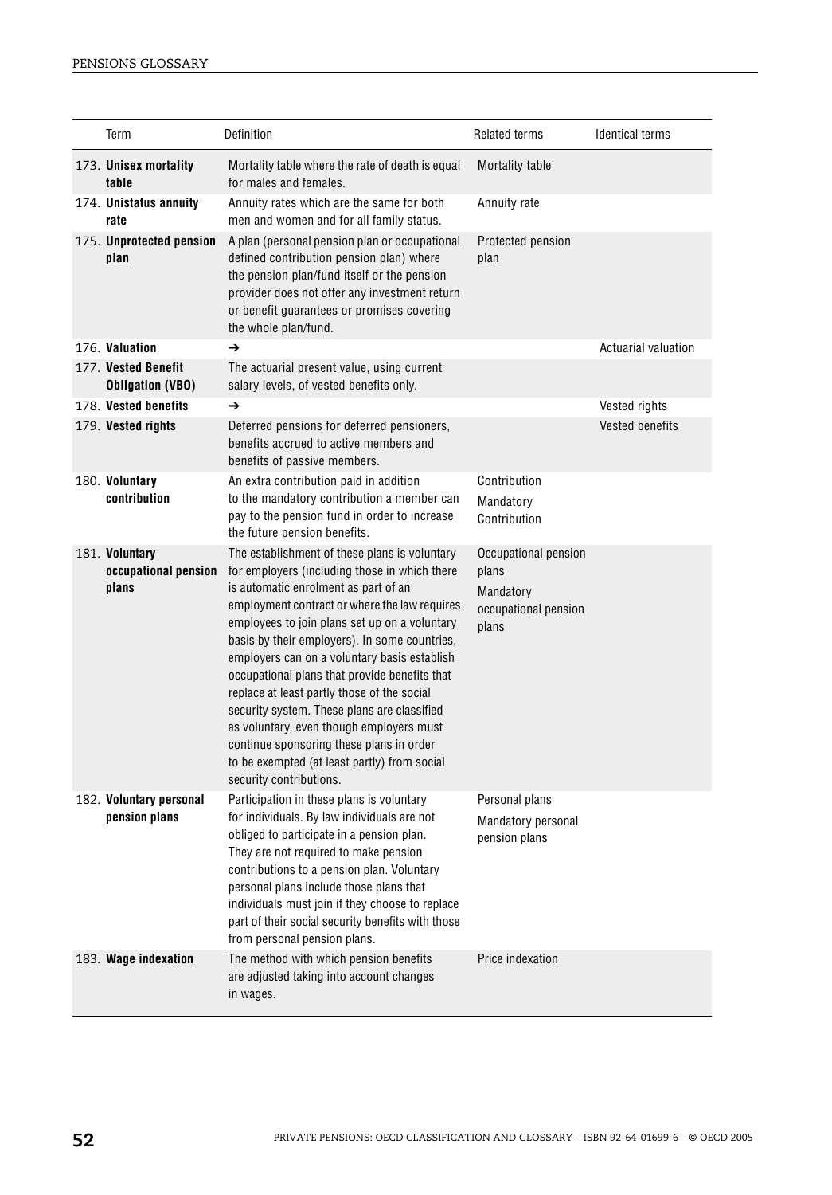| Term | Definition | Related terms | Identical terms |
|---|---|---|---|
| 173. **Unisex mortality table** | Mortality table where the rate of death is equal for males and females. | Mortality table | |
| 174. **Unistatus annuity rate** | Annuity rates which are the same for both men and women and for all family status. | Annuity rate | |
| 175. **Unprotected pension plan** | A plan (personal pension plan or occupational defined contribution pension plan) where the pension plan/fund itself or the pension provider does not offer any investment return or benefit guarantees or promises covering the whole plan/fund. | Protected pension plan | |
| 176. **Valuation** | ➔ | | Actuarial valuation |
| 177. **Vested Benefit Obligation (VBO)** | The actuarial present value, using current salary levels, of vested benefits only. | | |
| 178. **Vested benefits** | ➔ | | Vested rights |
| 179. **Vested rights** | Deferred pensions for deferred pensioners, benefits accrued to active members and benefits of passive members. | | Vested benefits |
| 180. **Voluntary contribution** | An extra contribution paid in addition to the mandatory contribution a member can pay to the pension fund in order to increase the future pension benefits. | Contribution<br>Mandatory Contribution | |
| 181. **Voluntary occupational pension plans** | The establishment of these plans is voluntary for employers (including those in which there is automatic enrolment as part of an employment contract or where the law requires employees to join plans set up on a voluntary basis by their employers). In some countries, employers can on a voluntary basis establish occupational plans that provide benefits that replace at least partly those of the social security system. These plans are classified as voluntary, even though employers must continue sponsoring these plans in order to be exempted (at least partly) from social security contributions. | Occupational pension plans<br>Mandatory occupational pension plans | |
| 182. **Voluntary personal pension plans** | Participation in these plans is voluntary for individuals. By law individuals are not obliged to participate in a pension plan. They are not required to make pension contributions to a pension plan. Voluntary personal plans include those plans that individuals must join if they choose to replace part of their social security benefits with those from personal pension plans. | Personal plans<br>Mandatory personal pension plans | |
| 183. **Wage indexation** | The method with which pension benefits are adjusted taking into account changes in wages. | Price indexation | |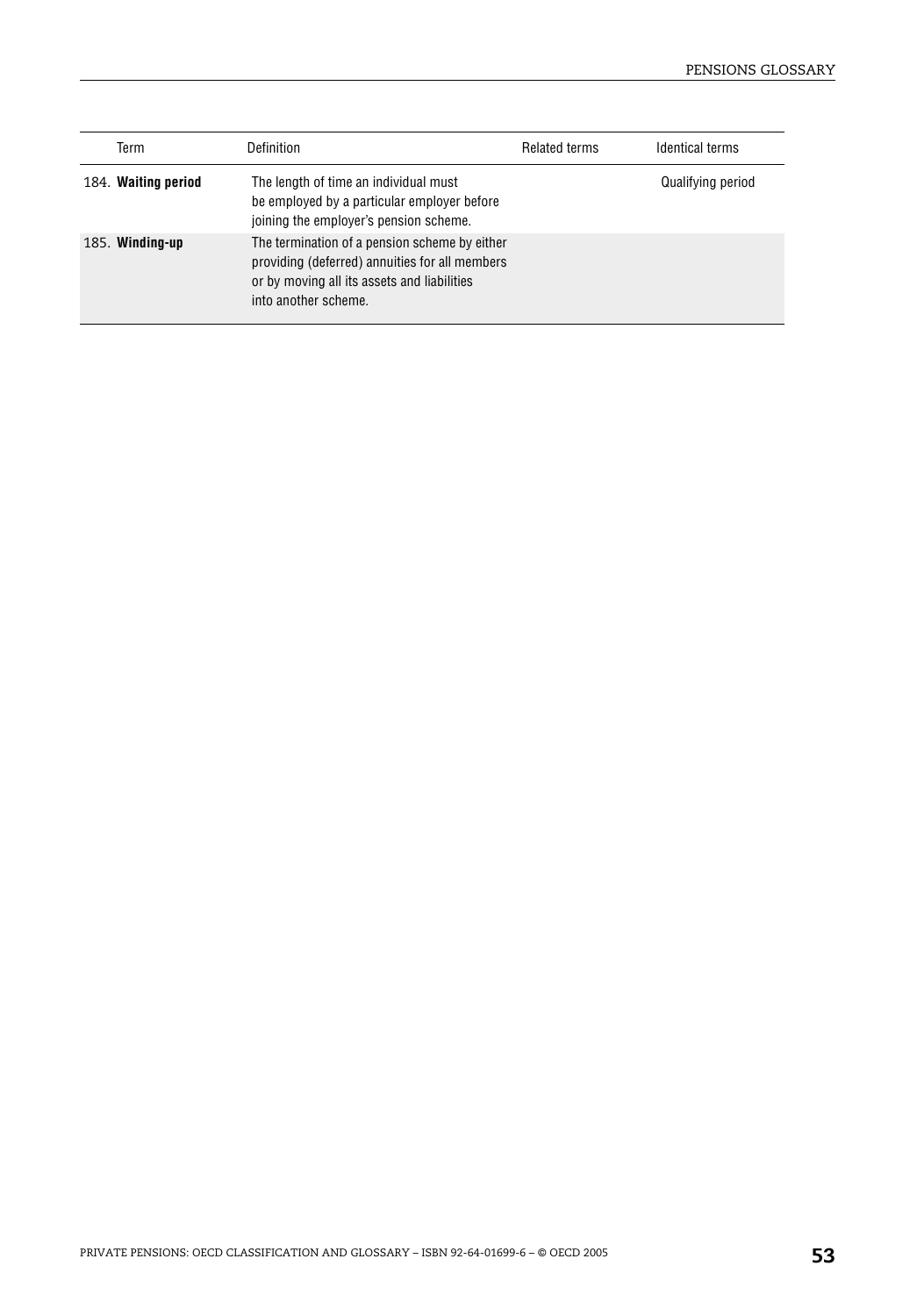| Term | Definition | Related terms | Identical terms |
|---|---|---|---|
| 184. **Waiting period** | The length of time an individual must be employed by a particular employer before joining the employer's pension scheme. | | Qualifying period |
| 185. **Winding-up** | The termination of a pension scheme by either providing (deferred) annuities for all members or by moving all its assets and liabilities into another scheme. | | |